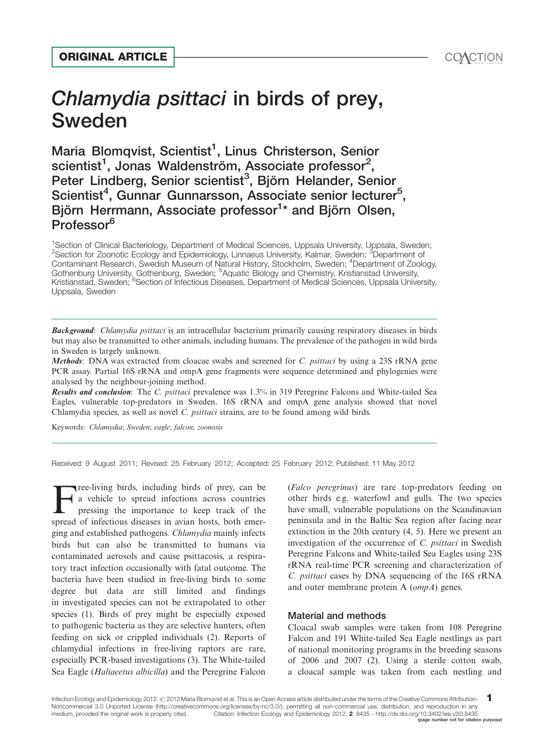ORIGINAL ARTICLE

# *Chlamydia psittaci* in birds of prey, Sweden

Maria Blomqvist, Scientist[1], Linus Christerson, Senior scientist[1], Jonas Waldenström, Associate professor[2], Peter Lindberg, Senior scientist[3], Björn Helander, Senior Scientist[4], Gunnar Gunnarsson, Associate senior lecturer[5], Björn Herrmann, Associate professor[1]* and Björn Olsen, Professor[6]

[1]Section of Clinical Bacteriology, Department of Medical Sciences, Uppsala University, Uppsala, Sweden; [2]Section for Zoonotic Ecology and Epidemiology, Linnaeus University, Kalmar, Sweden; [3]Department of Contaminant Research, Swedish Museum of Natural History, Stockholm, Sweden; [4]Department of Zoology, Gothenburg University, Gothenburg, Sweden; [5]Aquatic Biology and Chemistry, Kristianstad University, Kristianstad, Sweden; [6]Section of Infectious Diseases, Department of Medical Sciences, Uppsala University, Uppsala, Sweden

***Background***: *Chlamydia psittaci* is an intracellular bacterium primarily causing respiratory diseases in birds but may also be transmitted to other animals, including humans. The prevalence of the pathogen in wild birds in Sweden is largely unknown.

***Methods***: DNA was extracted from cloacae swabs and screened for *C. psittaci* by using a 23S rRNA gene PCR assay. Partial 16S rRNA and ompA gene fragments were sequence determined and phylogenies were analysed by the neighbour-joining method.

***Results and conclusion***: The *C. psittaci* prevalence was 1.3% in 319 Peregrine Falcons and White-tailed Sea Eagles, vulnerable top-predators in Sweden. 16S rRNA and ompA gene analysis showed that novel Chlamydia species, as well as novel *C. psittaci* strains, are to be found among wild birds.

Keywords: *Chlamydia*; *Sweden*; *eagle*; *falcon*; *zoonosis*

Received: 9 August 2011; Revised: 25 February 2012; Accepted: 25 February 2012; Published: 11 May 2012

Free-living birds, including birds of prey, can be a vehicle to spread infections across countries pressing the importance to keep track of the spread of infectious diseases in avian hosts, both emerging and established pathogens. *Chlamydia* mainly infects birds but can also be transmitted to humans via contaminated aerosols and cause psittacosis, a respiratory tract infection occasionally with fatal outcome. The bacteria have been studied in free-living birds to some degree but data are still limited and findings in investigated species can not be extrapolated to other species (1). Birds of prey might be especially exposed to pathogenic bacteria as they are selective hunters, often feeding on sick or crippled individuals (2). Reports of chlamydial infections in free-living raptors are rare, especially PCR-based investigations (3). The White-tailed Sea Eagle (*Haliaeetus albicilla*) and the Peregrine Falcon (*Falco peregrinus*) are rare top-predators feeding on other birds e.g. waterfowl and gulls. The two species have small, vulnerable populations on the Scandinavian peninsula and in the Baltic Sea region after facing near extinction in the 20th century (4, 5). Here we present an investigation of the occurrence of *C. psittaci* in Swedish Peregrine Falcons and White-tailed Sea Eagles using 23S rRNA real-time PCR screening and characterization of *C. psittaci* cases by DNA sequencing of the 16S rRNA and outer membrane protein A (*ompA*) genes.

## Material and methods

Cloacal swab samples were taken from 108 Peregrine Falcon and 191 White-tailed Sea Eagle nestlings as part of national monitoring programs in the breeding seasons of 2006 and 2007 (2). Using a sterile cotton swab, a cloacal sample was taken from each nestling and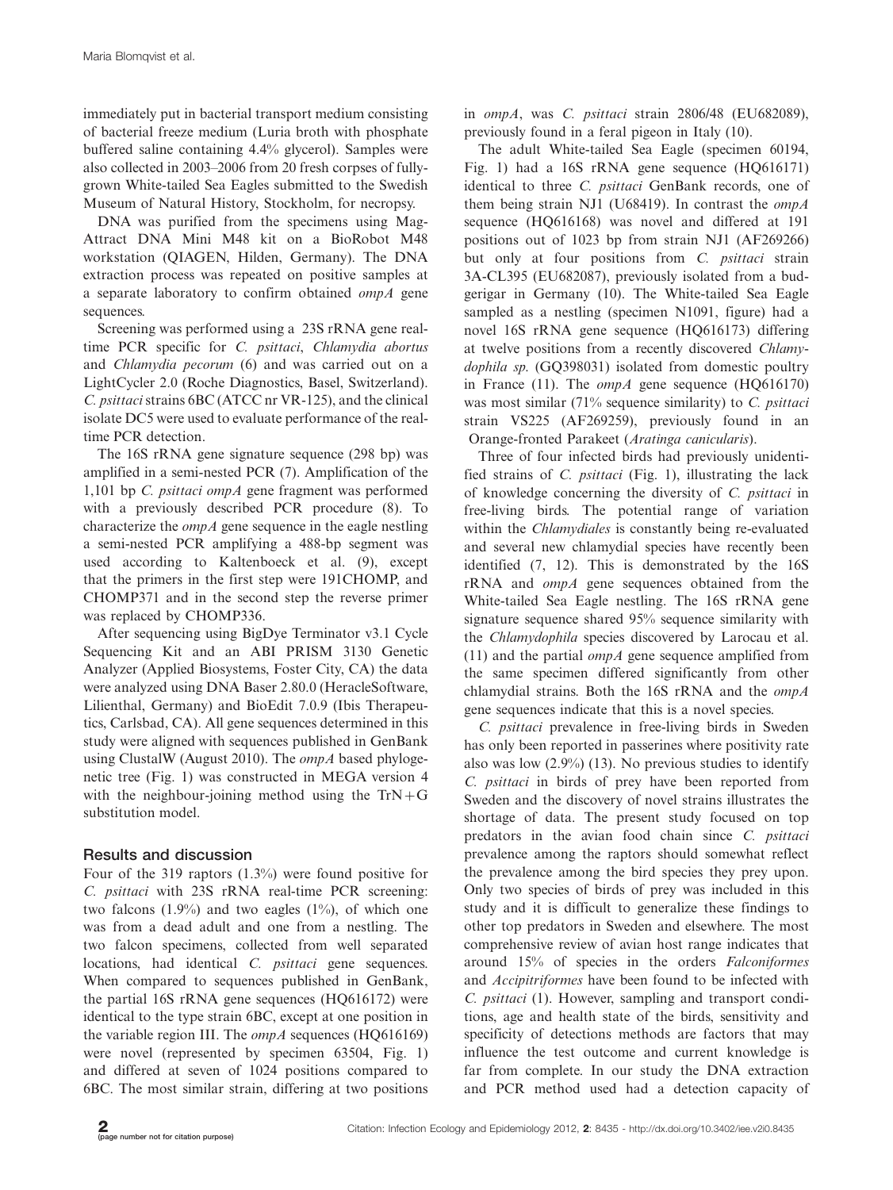immediately put in bacterial transport medium consisting of bacterial freeze medium (Luria broth with phosphate buffered saline containing 4.4% glycerol). Samples were also collected in 2003–2006 from 20 fresh corpses of fully-grown White-tailed Sea Eagles submitted to the Swedish Museum of Natural History, Stockholm, for necropsy.

DNA was purified from the specimens using MagAttract DNA Mini M48 kit on a BioRobot M48 workstation (QIAGEN, Hilden, Germany). The DNA extraction process was repeated on positive samples at a separate laboratory to confirm obtained *ompA* gene sequences.

Screening was performed using a 23S rRNA gene real-time PCR specific for *C. psittaci*, *Chlamydia abortus* and *Chlamydia pecorum* (6) and was carried out on a LightCycler 2.0 (Roche Diagnostics, Basel, Switzerland). *C. psittaci* strains 6BC (ATCC nr VR-125), and the clinical isolate DC5 were used to evaluate performance of the real-time PCR detection.

The 16S rRNA gene signature sequence (298 bp) was amplified in a semi-nested PCR (7). Amplification of the 1,101 bp *C. psittaci ompA* gene fragment was performed with a previously described PCR procedure (8). To characterize the *ompA* gene sequence in the eagle nestling a semi-nested PCR amplifying a 488-bp segment was used according to Kaltenboeck et al. (9), except that the primers in the first step were 191CHOMP, and CHOMP371 and in the second step the reverse primer was replaced by CHOMP336.

After sequencing using BigDye Terminator v3.1 Cycle Sequencing Kit and an ABI PRISM 3130 Genetic Analyzer (Applied Biosystems, Foster City, CA) the data were analyzed using DNA Baser 2.80.0 (HeracleSoftware, Lilienthal, Germany) and BioEdit 7.0.9 (Ibis Therapeutics, Carlsbad, CA). All gene sequences determined in this study were aligned with sequences published in GenBank using ClustalW (August 2010). The *ompA* based phylogenetic tree (Fig. 1) was constructed in MEGA version 4 with the neighbour-joining method using the TrN+G substitution model.

## Results and discussion

Four of the 319 raptors (1.3%) were found positive for *C. psittaci* with 23S rRNA real-time PCR screening: two falcons (1.9%) and two eagles (1%), of which one was from a dead adult and one from a nestling. The two falcon specimens, collected from well separated locations, had identical *C. psittaci* gene sequences. When compared to sequences published in GenBank, the partial 16S rRNA gene sequences (HQ616172) were identical to the type strain 6BC, except at one position in the variable region III. The *ompA* sequences (HQ616169) were novel (represented by specimen 63504, Fig. 1) and differed at seven of 1024 positions compared to 6BC. The most similar strain, differing at two positions in *ompA*, was *C. psittaci* strain 2806/48 (EU682089), previously found in a feral pigeon in Italy (10).

The adult White-tailed Sea Eagle (specimen 60194, Fig. 1) had a 16S rRNA gene sequence (HQ616171) identical to three *C. psittaci* GenBank records, one of them being strain NJ1 (U68419). In contrast the *ompA* sequence (HQ616168) was novel and differed at 191 positions out of 1023 bp from strain NJ1 (AF269266) but only at four positions from *C. psittaci* strain 3A-CL395 (EU682087), previously isolated from a budgerigar in Germany (10). The White-tailed Sea Eagle sampled as a nestling (specimen N1091, figure) had a novel 16S rRNA gene sequence (HQ616173) differing at twelve positions from a recently discovered *Chlamydophila sp.* (GQ398031) isolated from domestic poultry in France (11). The *ompA* gene sequence (HQ616170) was most similar (71% sequence similarity) to *C. psittaci* strain VS225 (AF269259), previously found in an Orange-fronted Parakeet (*Aratinga canicularis*).

Three of four infected birds had previously unidentified strains of *C. psittaci* (Fig. 1), illustrating the lack of knowledge concerning the diversity of *C. psittaci* in free-living birds. The potential range of variation within the *Chlamydiales* is constantly being re-evaluated and several new chlamydial species have recently been identified (7, 12). This is demonstrated by the 16S rRNA and *ompA* gene sequences obtained from the White-tailed Sea Eagle nestling. The 16S rRNA gene signature sequence shared 95% sequence similarity with the *Chlamydophila* species discovered by Larocau et al. (11) and the partial *ompA* gene sequence amplified from the same specimen differed significantly from other chlamydial strains. Both the 16S rRNA and the *ompA* gene sequences indicate that this is a novel species.

*C. psittaci* prevalence in free-living birds in Sweden has only been reported in passerines where positivity rate also was low (2.9%) (13). No previous studies to identify *C. psittaci* in birds of prey have been reported from Sweden and the discovery of novel strains illustrates the shortage of data. The present study focused on top predators in the avian food chain since *C. psittaci* prevalence among the raptors should somewhat reflect the prevalence among the bird species they prey upon. Only two species of birds of prey was included in this study and it is difficult to generalize these findings to other top predators in Sweden and elsewhere. The most comprehensive review of avian host range indicates that around 15% of species in the orders *Falconiformes* and *Accipitriformes* have been found to be infected with *C. psittaci* (1). However, sampling and transport conditions, age and health state of the birds, sensitivity and specificity of detections methods are factors that may influence the test outcome and current knowledge is far from complete. In our study the DNA extraction and PCR method used had a detection capacity of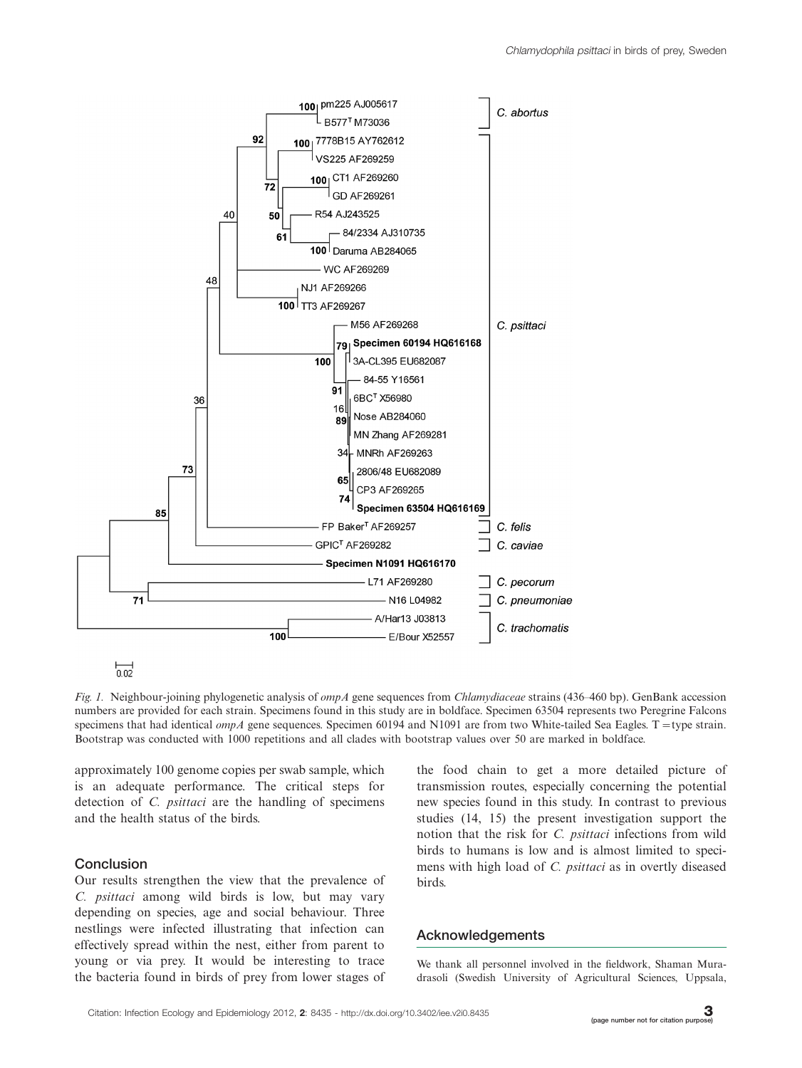*Fig. 1.* Neighbour-joining phylogenetic analysis of *ompA* gene sequences from *Chlamydiaceae* strains (436–460 bp). GenBank accession numbers are provided for each strain. Specimens found in this study are in boldface. Specimen 63504 represents two Peregrine Falcons specimens that had identical *ompA* gene sequences. Specimen 60194 and N1091 are from two White-tailed Sea Eagles. T = type strain. Bootstrap was conducted with 1000 repetitions and all clades with bootstrap values over 50 are marked in boldface.

approximately 100 genome copies per swab sample, which is an adequate performance. The critical steps for detection of *C. psittaci* are the handling of specimens and the health status of the birds.

## Conclusion

Our results strengthen the view that the prevalence of *C. psittaci* among wild birds is low, but may vary depending on species, age and social behaviour. Three nestlings were infected illustrating that infection can effectively spread within the nest, either from parent to young or via prey. It would be interesting to trace the bacteria found in birds of prey from lower stages of the food chain to get a more detailed picture of transmission routes, especially concerning the potential new species found in this study. In contrast to previous studies (14, 15) the present investigation support the notion that the risk for *C. psittaci* infections from wild birds to humans is low and is almost limited to specimens with high load of *C. psittaci* as in overtly diseased birds.

## Acknowledgements

We thank all personnel involved in the fieldwork, Shaman Muradrasoli (Swedish University of Agricultural Sciences, Uppsala,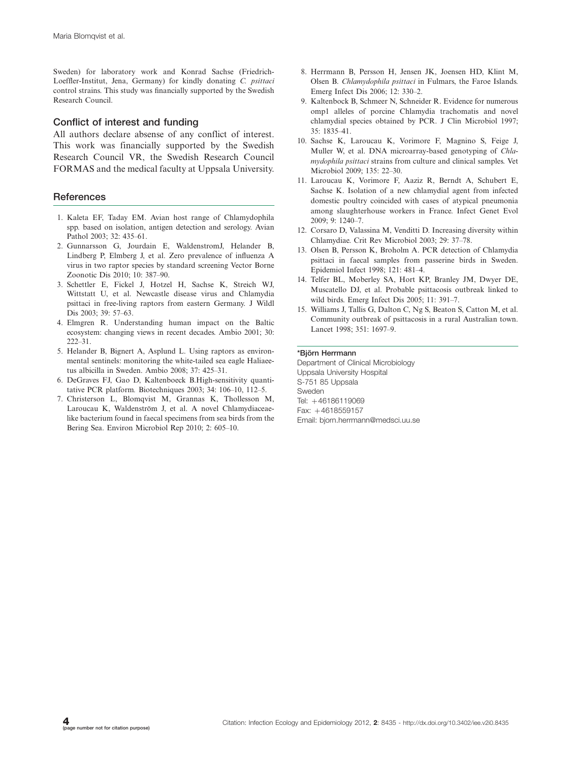Sweden) for laboratory work and Konrad Sachse (Friedrich-Loeffler-Institut, Jena, Germany) for kindly donating *C. psittaci* control strains. This study was financially supported by the Swedish Research Council.

## Conflict of interest and funding

All authors declare absense of any conflict of interest. This work was financially supported by the Swedish Research Council VR, the Swedish Research Council FORMAS and the medical faculty at Uppsala University.

## References

1. Kaleta EF, Taday EM. Avian host range of Chlamydophila spp. based on isolation, antigen detection and serology. Avian Pathol 2003; 32: 435–61.
2. Gunnarsson G, Jourdain E, WaldenstromJ, Helander B, Lindberg P, Elmberg J, et al. Zero prevalence of influenza A virus in two raptor species by standard screening Vector Borne Zoonotic Dis 2010; 10: 387–90.
3. Schettler E, Fickel J, Hotzel H, Sachse K, Streich WJ, Wittstatt U, et al. Newcastle disease virus and Chlamydia psittaci in free-living raptors from eastern Germany. J Wildl Dis 2003; 39: 57–63.
4. Elmgren R. Understanding human impact on the Baltic ecosystem: changing views in recent decades. Ambio 2001; 30: 222–31.
5. Helander B, Bignert A, Asplund L. Using raptors as environmental sentinels: monitoring the white-tailed sea eagle Haliaeetus albicilla in Sweden. Ambio 2008; 37: 425–31.
6. DeGraves FJ, Gao D, Kaltenboeck B.High-sensitivity quantitative PCR platform. Biotechniques 2003; 34: 106–10, 112–5.
7. Christerson L, Blomqvist M, Grannas K, Thollesson M, Laroucau K, Waldenström J, et al. A novel Chlamydiaceae-like bacterium found in faecal specimens from sea birds from the Bering Sea. Environ Microbiol Rep 2010; 2: 605–10.
8. Herrmann B, Persson H, Jensen JK, Joensen HD, Klint M, Olsen B. *Chlamydophila psittaci* in Fulmars, the Faroe Islands. Emerg Infect Dis 2006; 12: 330–2.
9. Kaltenbock B, Schmeer N, Schneider R. Evidence for numerous omp1 alleles of porcine Chlamydia trachomatis and novel chlamydial species obtained by PCR. J Clin Microbiol 1997; 35: 1835–41.
10. Sachse K, Laroucau K, Vorimore F, Magnino S, Feige J, Muller W, et al. DNA microarray-based genotyping of *Chlamydophila psittaci* strains from culture and clinical samples. Vet Microbiol 2009; 135: 22–30.
11. Laroucau K, Vorimore F, Aaziz R, Berndt A, Schubert E, Sachse K. Isolation of a new chlamydial agent from infected domestic poultry coincided with cases of atypical pneumonia among slaughterhouse workers in France. Infect Genet Evol 2009; 9: 1240–7.
12. Corsaro D, Valassina M, Venditti D. Increasing diversity within Chlamydiae. Crit Rev Microbiol 2003; 29: 37–78.
13. Olsen B, Persson K, Broholm A. PCR detection of Chlamydia psittaci in faecal samples from passerine birds in Sweden. Epidemiol Infect 1998; 121: 481–4.
14. Telfer BL, Moberley SA, Hort KP, Branley JM, Dwyer DE, Muscatello DJ, et al. Probable psittacosis outbreak linked to wild birds. Emerg Infect Dis 2005; 11: 391–7.
15. Williams J, Tallis G, Dalton C, Ng S, Beaton S, Catton M, et al. Community outbreak of psittacosis in a rural Australian town. Lancet 1998; 351: 1697–9.

**\*Björn Herrmann**
Department of Clinical Microbiology
Uppsala University Hospital
S-751 85 Uppsala
Sweden
Tel: +46186119069
Fax: +4618559157
Email: bjorn.herrmann@medsci.uu.se